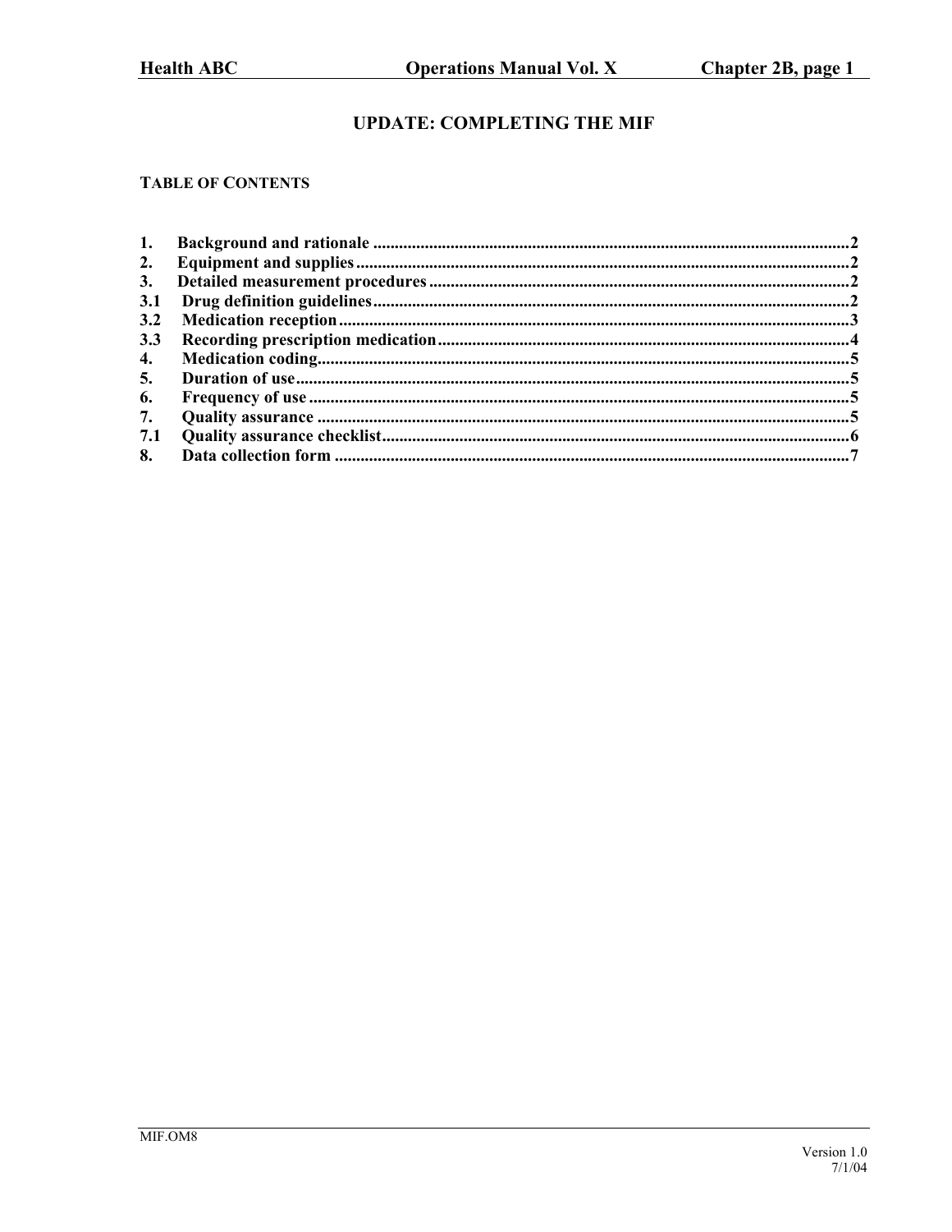# UPDATE: COMPLETING THE MIF

## TABLE OF CONTENTS

1. Background and rationale ........................................................................................2
2. Equipment and supplies ..........................................................................................2
3. Detailed measurement procedures ...........................................................................2
3.1 Drug definition guidelines ......................................................................................2
3.2 Medication reception ..............................................................................................3
3.3 Recording prescription medication .........................................................................4
4. Medication coding ...................................................................................................5
5. Duration of use ........................................................................................................5
6. Frequency of use .....................................................................................................5
7. Quality assurance ....................................................................................................5
7.1 Quality assurance checklist .....................................................................................6
8. Data collection form ................................................................................................7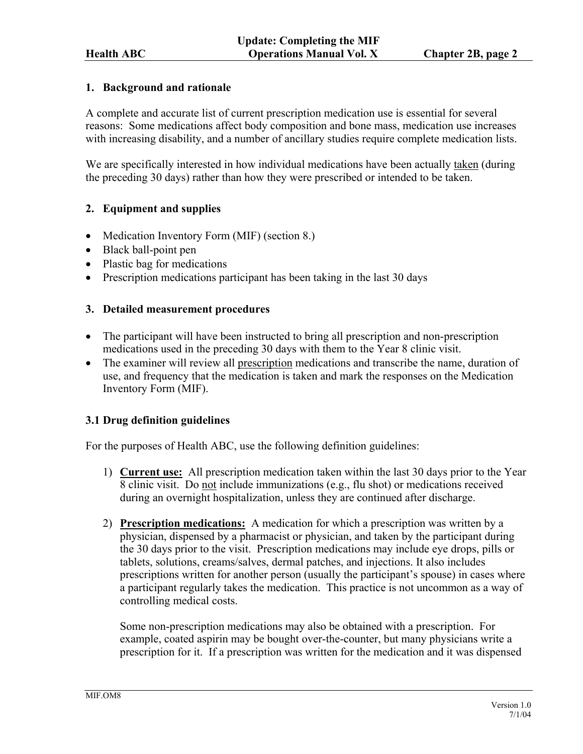## 1. Background and rationale

A complete and accurate list of current prescription medication use is essential for several reasons: Some medications affect body composition and bone mass, medication use increases with increasing disability, and a number of ancillary studies require complete medication lists.

We are specifically interested in how individual medications have been actually taken (during the preceding 30 days) rather than how they were prescribed or intended to be taken.

## 2. Equipment and supplies

- Medication Inventory Form (MIF) (section 8.)
- Black ball-point pen
- Plastic bag for medications
- Prescription medications participant has been taking in the last 30 days

## 3. Detailed measurement procedures

- The participant will have been instructed to bring all prescription and non-prescription medications used in the preceding 30 days with them to the Year 8 clinic visit.
- The examiner will review all prescription medications and transcribe the name, duration of use, and frequency that the medication is taken and mark the responses on the Medication Inventory Form (MIF).

### 3.1 Drug definition guidelines

For the purposes of Health ABC, use the following definition guidelines:

1) **Current use:** All prescription medication taken within the last 30 days prior to the Year 8 clinic visit. Do not include immunizations (e.g., flu shot) or medications received during an overnight hospitalization, unless they are continued after discharge.

2) **Prescription medications:** A medication for which a prescription was written by a physician, dispensed by a pharmacist or physician, and taken by the participant during the 30 days prior to the visit. Prescription medications may include eye drops, pills or tablets, solutions, creams/salves, dermal patches, and injections. It also includes prescriptions written for another person (usually the participant's spouse) in cases where a participant regularly takes the medication. This practice is not uncommon as a way of controlling medical costs.

   Some non-prescription medications may also be obtained with a prescription. For example, coated aspirin may be bought over-the-counter, but many physicians write a prescription for it. If a prescription was written for the medication and it was dispensed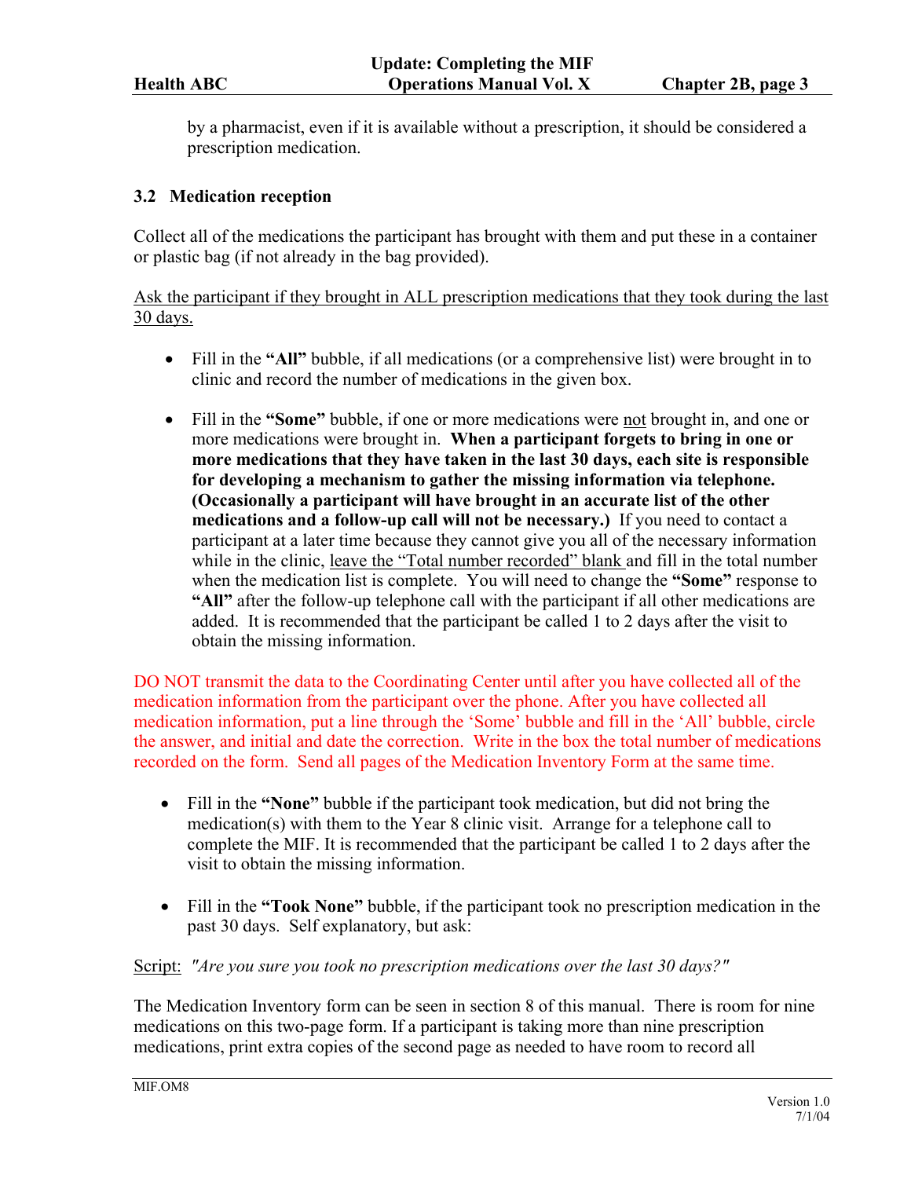by a pharmacist, even if it is available without a prescription, it should be considered a prescription medication.

### 3.2 Medication reception

Collect all of the medications the participant has brought with them and put these in a container or plastic bag (if not already in the bag provided).

<u>Ask the participant if they brought in ALL prescription medications that they took during the last 30 days.</u>

- Fill in the **"All"** bubble, if all medications (or a comprehensive list) were brought in to clinic and record the number of medications in the given box.

- Fill in the **"Some"** bubble, if one or more medications were <u>not</u> brought in, and one or more medications were brought in. **When a participant forgets to bring in one or more medications that they have taken in the last 30 days, each site is responsible for developing a mechanism to gather the missing information via telephone. (Occasionally a participant will have brought in an accurate list of the other medications and a follow-up call will not be necessary.)** If you need to contact a participant at a later time because they cannot give you all of the necessary information while in the clinic, <u>leave the "Total number recorded" blank</u> and fill in the total number when the medication list is complete. You will need to change the **"Some"** response to **"All"** after the follow-up telephone call with the participant if all other medications are added. It is recommended that the participant be called 1 to 2 days after the visit to obtain the missing information.

DO NOT transmit the data to the Coordinating Center until after you have collected all of the medication information from the participant over the phone. After you have collected all medication information, put a line through the 'Some' bubble and fill in the 'All' bubble, circle the answer, and initial and date the correction. Write in the box the total number of medications recorded on the form. Send all pages of the Medication Inventory Form at the same time.

- Fill in the **"None"** bubble if the participant took medication, but did not bring the medication(s) with them to the Year 8 clinic visit. Arrange for a telephone call to complete the MIF. It is recommended that the participant be called 1 to 2 days after the visit to obtain the missing information.

- Fill in the **"Took None"** bubble, if the participant took no prescription medication in the past 30 days. Self explanatory, but ask:

<u>Script:</u> *"Are you sure you took no prescription medications over the last 30 days?"*

The Medication Inventory form can be seen in section 8 of this manual. There is room for nine medications on this two-page form. If a participant is taking more than nine prescription medications, print extra copies of the second page as needed to have room to record all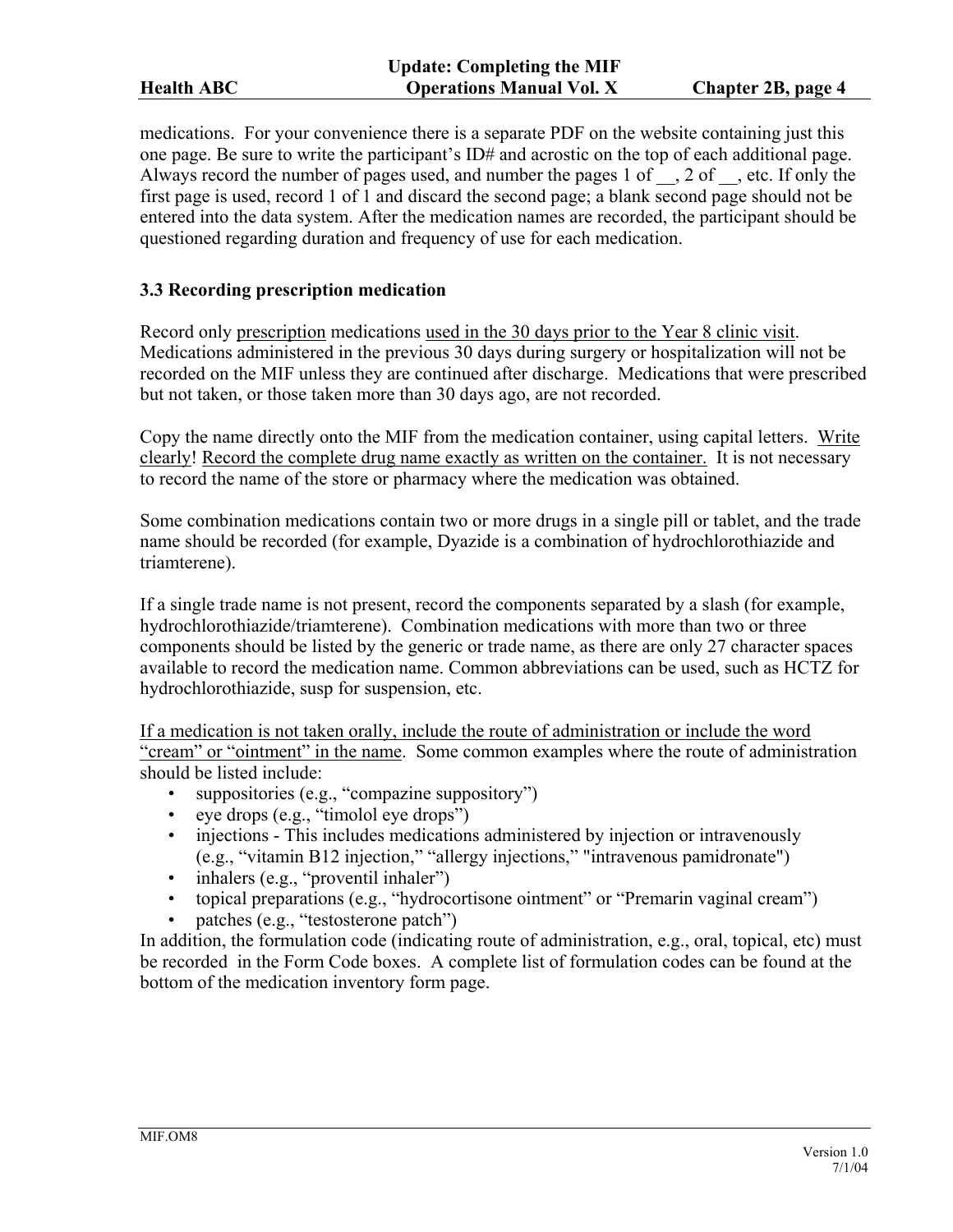medications. For your convenience there is a separate PDF on the website containing just this one page. Be sure to write the participant's ID# and acrostic on the top of each additional page. Always record the number of pages used, and number the pages 1 of __, 2 of __, etc. If only the first page is used, record 1 of 1 and discard the second page; a blank second page should not be entered into the data system. After the medication names are recorded, the participant should be questioned regarding duration and frequency of use for each medication.

### 3.3 Recording prescription medication

Record only prescription medications used in the 30 days prior to the Year 8 clinic visit. Medications administered in the previous 30 days during surgery or hospitalization will not be recorded on the MIF unless they are continued after discharge. Medications that were prescribed but not taken, or those taken more than 30 days ago, are not recorded.

Copy the name directly onto the MIF from the medication container, using capital letters. Write clearly! Record the complete drug name exactly as written on the container. It is not necessary to record the name of the store or pharmacy where the medication was obtained.

Some combination medications contain two or more drugs in a single pill or tablet, and the trade name should be recorded (for example, Dyazide is a combination of hydrochlorothiazide and triamterene).

If a single trade name is not present, record the components separated by a slash (for example, hydrochlorothiazide/triamterene). Combination medications with more than two or three components should be listed by the generic or trade name, as there are only 27 character spaces available to record the medication name. Common abbreviations can be used, such as HCTZ for hydrochlorothiazide, susp for suspension, etc.

If a medication is not taken orally, include the route of administration or include the word "cream" or "ointment" in the name. Some common examples where the route of administration should be listed include:

- suppositories (e.g., "compazine suppository")
- eye drops (e.g., "timolol eye drops")
- injections - This includes medications administered by injection or intravenously (e.g., "vitamin B12 injection," "allergy injections," "intravenous pamidronate")
- inhalers (e.g., "proventil inhaler")
- topical preparations (e.g., "hydrocortisone ointment" or "Premarin vaginal cream")
- patches (e.g., "testosterone patch")

In addition, the formulation code (indicating route of administration, e.g., oral, topical, etc) must be recorded in the Form Code boxes. A complete list of formulation codes can be found at the bottom of the medication inventory form page.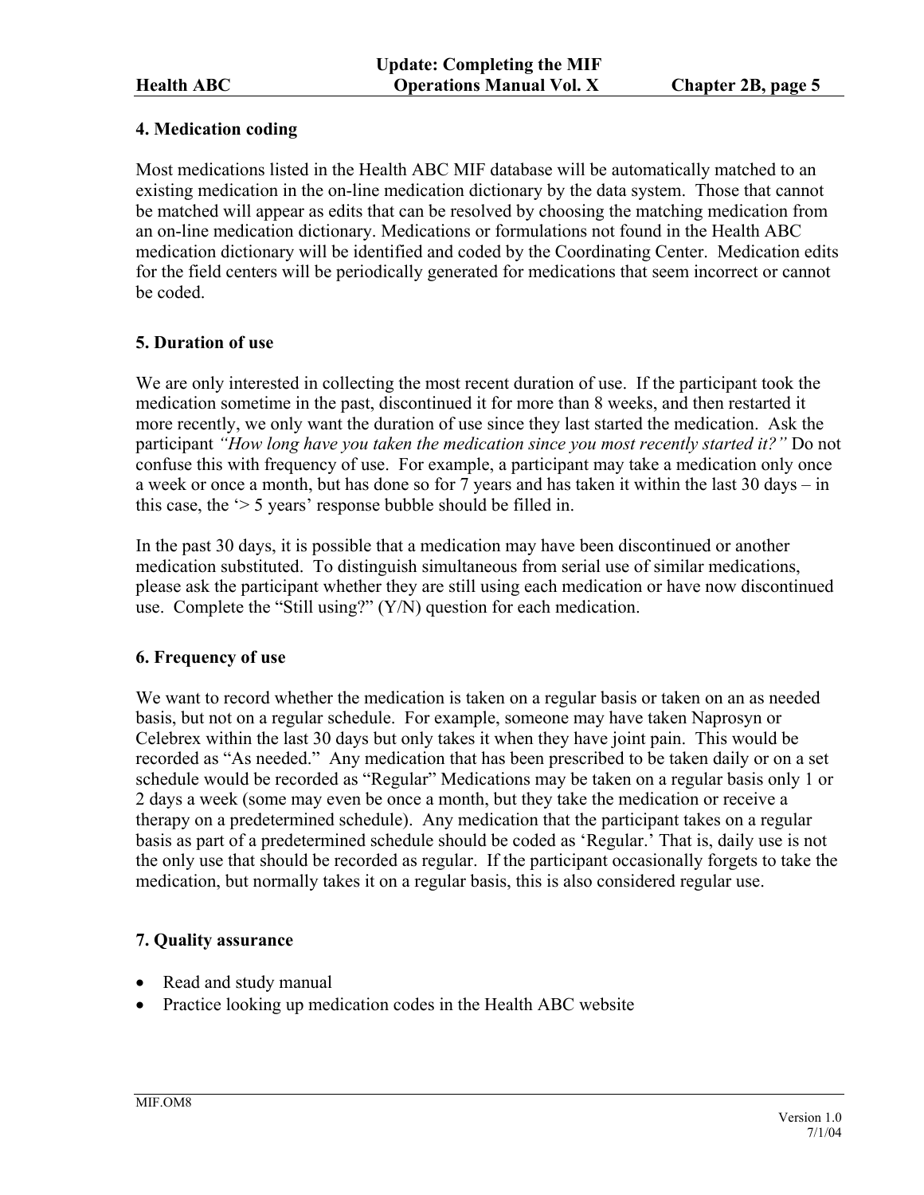## 4. Medication coding

Most medications listed in the Health ABC MIF database will be automatically matched to an existing medication in the on-line medication dictionary by the data system. Those that cannot be matched will appear as edits that can be resolved by choosing the matching medication from an on-line medication dictionary. Medications or formulations not found in the Health ABC medication dictionary will be identified and coded by the Coordinating Center. Medication edits for the field centers will be periodically generated for medications that seem incorrect or cannot be coded.

## 5. Duration of use

We are only interested in collecting the most recent duration of use. If the participant took the medication sometime in the past, discontinued it for more than 8 weeks, and then restarted it more recently, we only want the duration of use since they last started the medication. Ask the participant *"How long have you taken the medication since you most recently started it?"* Do not confuse this with frequency of use. For example, a participant may take a medication only once a week or once a month, but has done so for 7 years and has taken it within the last 30 days – in this case, the '> 5 years' response bubble should be filled in.

In the past 30 days, it is possible that a medication may have been discontinued or another medication substituted. To distinguish simultaneous from serial use of similar medications, please ask the participant whether they are still using each medication or have now discontinued use. Complete the "Still using?" (Y/N) question for each medication.

## 6. Frequency of use

We want to record whether the medication is taken on a regular basis or taken on an as needed basis, but not on a regular schedule. For example, someone may have taken Naprosyn or Celebrex within the last 30 days but only takes it when they have joint pain. This would be recorded as "As needed." Any medication that has been prescribed to be taken daily or on a set schedule would be recorded as "Regular" Medications may be taken on a regular basis only 1 or 2 days a week (some may even be once a month, but they take the medication or receive a therapy on a predetermined schedule). Any medication that the participant takes on a regular basis as part of a predetermined schedule should be coded as 'Regular.' That is, daily use is not the only use that should be recorded as regular. If the participant occasionally forgets to take the medication, but normally takes it on a regular basis, this is also considered regular use.

## 7. Quality assurance

- Read and study manual
- Practice looking up medication codes in the Health ABC website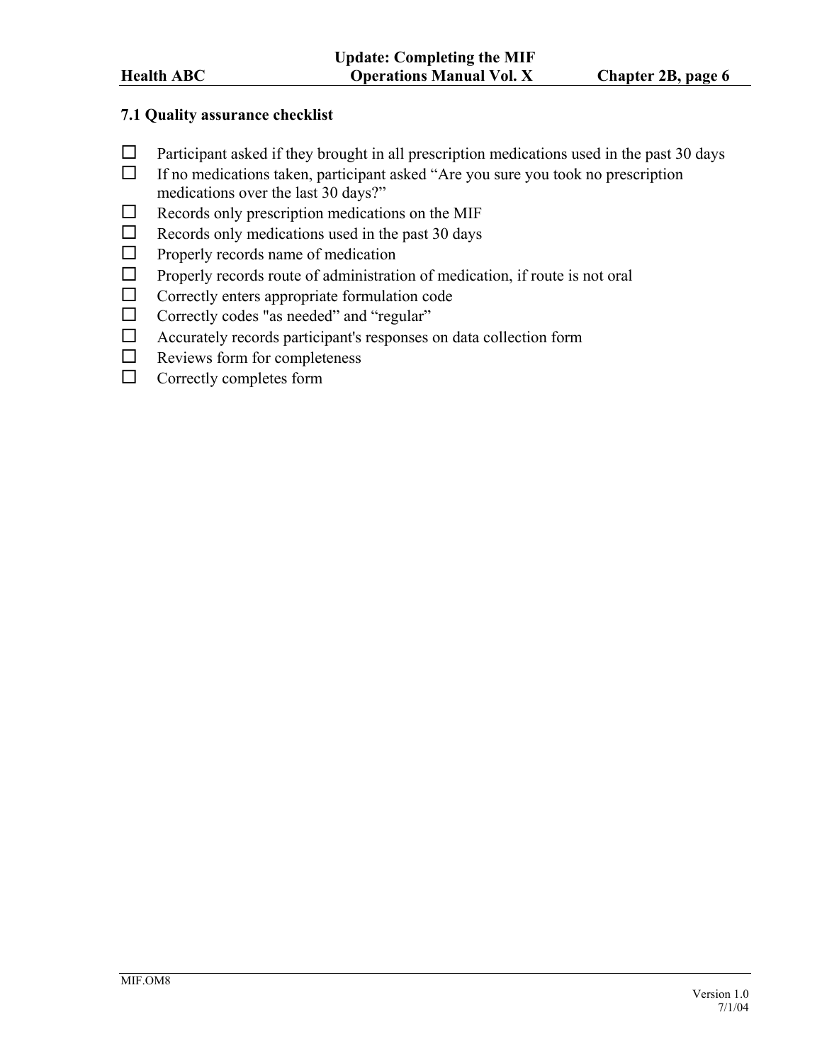### 7.1 Quality assurance checklist

- ☐ Participant asked if they brought in all prescription medications used in the past 30 days
- ☐ If no medications taken, participant asked “Are you sure you took no prescription medications over the last 30 days?”
- ☐ Records only prescription medications on the MIF
- ☐ Records only medications used in the past 30 days
- ☐ Properly records name of medication
- ☐ Properly records route of administration of medication, if route is not oral
- ☐ Correctly enters appropriate formulation code
- ☐ Correctly codes "as needed” and “regular”
- ☐ Accurately records participant's responses on data collection form
- ☐ Reviews form for completeness
- ☐ Correctly completes form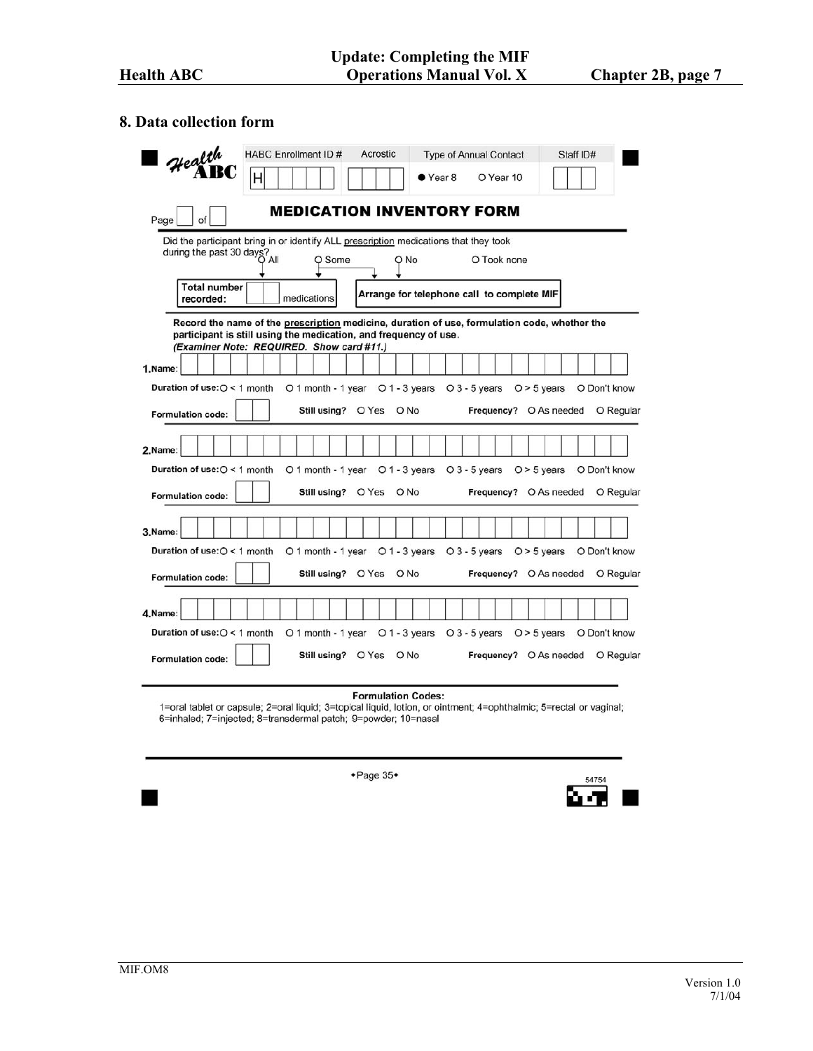## 8. Data collection form

Health ABC

| HABC Enrollment ID # | Acrostic | Type of Annual Contact | Staff ID# |
|---|---|---|---|
| H | | ● Year 8 ○ Year 10 | |

Page ☐ of ☐

### MEDICATION INVENTORY FORM

Did the participant bring in or identify ALL prescription medications that they took during the past 30 days?

○ All ○ Some ○ No ○ Took none

**Total number recorded:** ☐ medications

**Arrange for telephone call to complete MIF**

**Record the name of the prescription medicine, duration of use, formulation code, whether the participant is still using the medication, and frequency of use.**
***(Examiner Note: REQUIRED. Show card #11.)***

**1. Name:** ☐

**Duration of use:** ○ < 1 month ○ 1 month - 1 year ○ 1 - 3 years ○ 3 - 5 years ○ > 5 years ○ Don't know

**Formulation code:** ☐ **Still using?** ○ Yes ○ No **Frequency?** ○ As needed ○ Regular

**2. Name:** ☐

**Duration of use:** ○ < 1 month ○ 1 month - 1 year ○ 1 - 3 years ○ 3 - 5 years ○ > 5 years ○ Don't know

**Formulation code:** ☐ **Still using?** ○ Yes ○ No **Frequency?** ○ As needed ○ Regular

**3. Name:** ☐

**Duration of use:** ○ < 1 month ○ 1 month - 1 year ○ 1 - 3 years ○ 3 - 5 years ○ > 5 years ○ Don't know

**Formulation code:** ☐ **Still using?** ○ Yes ○ No **Frequency?** ○ As needed ○ Regular

**4. Name:** ☐

**Duration of use:** ○ < 1 month ○ 1 month - 1 year ○ 1 - 3 years ○ 3 - 5 years ○ > 5 years ○ Don't know

**Formulation code:** ☐ **Still using?** ○ Yes ○ No **Frequency?** ○ As needed ○ Regular

**Formulation Codes:**
1=oral tablet or capsule; 2=oral liquid; 3=topical liquid, lotion, or ointment; 4=ophthalmic; 5=rectal or vaginal; 6=inhaled; 7=injected; 8=transdermal patch; 9=powder; 10=nasal

•Page 35•

54754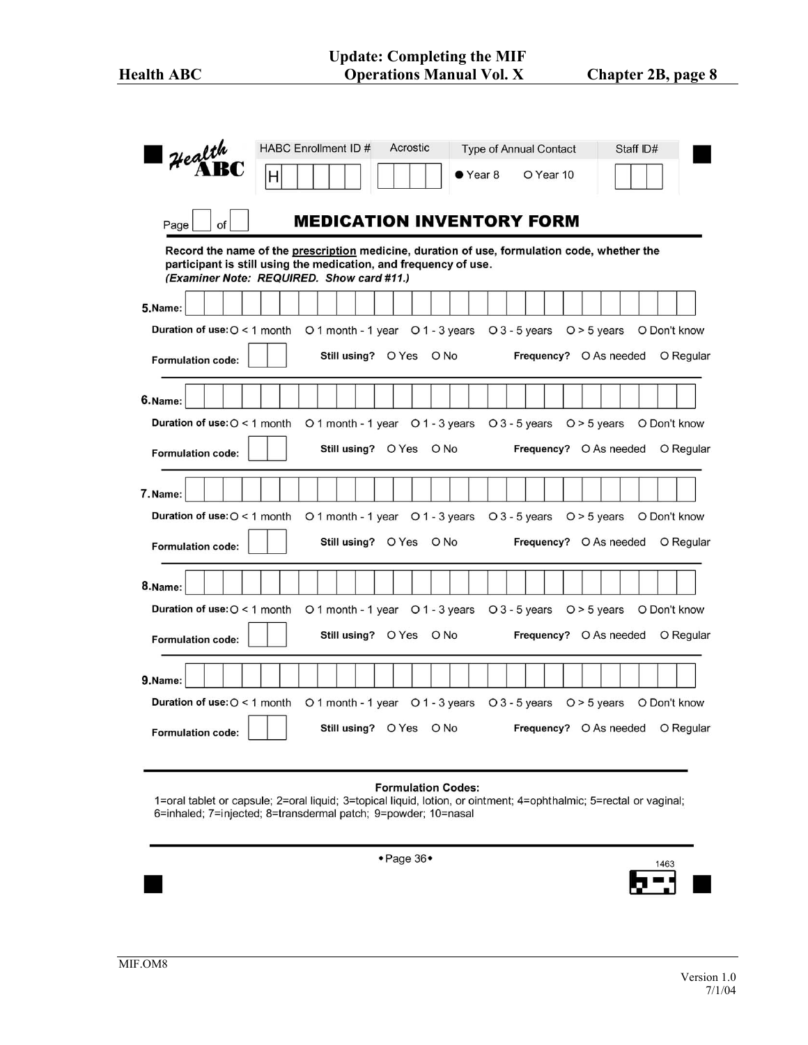Health ABC

| HABC Enrollment ID # | Acrostic | Type of Annual Contact | Staff ID# |
| --- | --- | --- | --- |
| H | | ● Year 8 ○ Year 10 | |

Page ☐ of ☐

## MEDICATION INVENTORY FORM

**Record the name of the prescription medicine, duration of use, formulation code, whether the participant is still using the medication, and frequency of use.**
***(Examiner Note: REQUIRED. Show card #11.)***

**5. Name:** ☐

**Duration of use:** ○ < 1 month ○ 1 month - 1 year ○ 1 - 3 years ○ 3 - 5 years ○ > 5 years ○ Don't know

**Formulation code:** ☐☐ **Still using?** ○ Yes ○ No **Frequency?** ○ As needed ○ Regular

**6. Name:** ☐

**Duration of use:** ○ < 1 month ○ 1 month - 1 year ○ 1 - 3 years ○ 3 - 5 years ○ > 5 years ○ Don't know

**Formulation code:** ☐☐ **Still using?** ○ Yes ○ No **Frequency?** ○ As needed ○ Regular

**7. Name:** ☐

**Duration of use:** ○ < 1 month ○ 1 month - 1 year ○ 1 - 3 years ○ 3 - 5 years ○ > 5 years ○ Don't know

**Formulation code:** ☐☐ **Still using?** ○ Yes ○ No **Frequency?** ○ As needed ○ Regular

**8. Name:** ☐

**Duration of use:** ○ < 1 month ○ 1 month - 1 year ○ 1 - 3 years ○ 3 - 5 years ○ > 5 years ○ Don't know

**Formulation code:** ☐☐ **Still using?** ○ Yes ○ No **Frequency?** ○ As needed ○ Regular

**9. Name:** ☐

**Duration of use:** ○ < 1 month ○ 1 month - 1 year ○ 1 - 3 years ○ 3 - 5 years ○ > 5 years ○ Don't know

**Formulation code:** ☐☐ **Still using?** ○ Yes ○ No **Frequency?** ○ As needed ○ Regular

**Formulation Codes:**
1=oral tablet or capsule; 2=oral liquid; 3=topical liquid, lotion, or ointment; 4=ophthalmic; 5=rectal or vaginal; 6=inhaled; 7=injected; 8=transdermal patch; 9=powder; 10=nasal

•Page 36•

1463